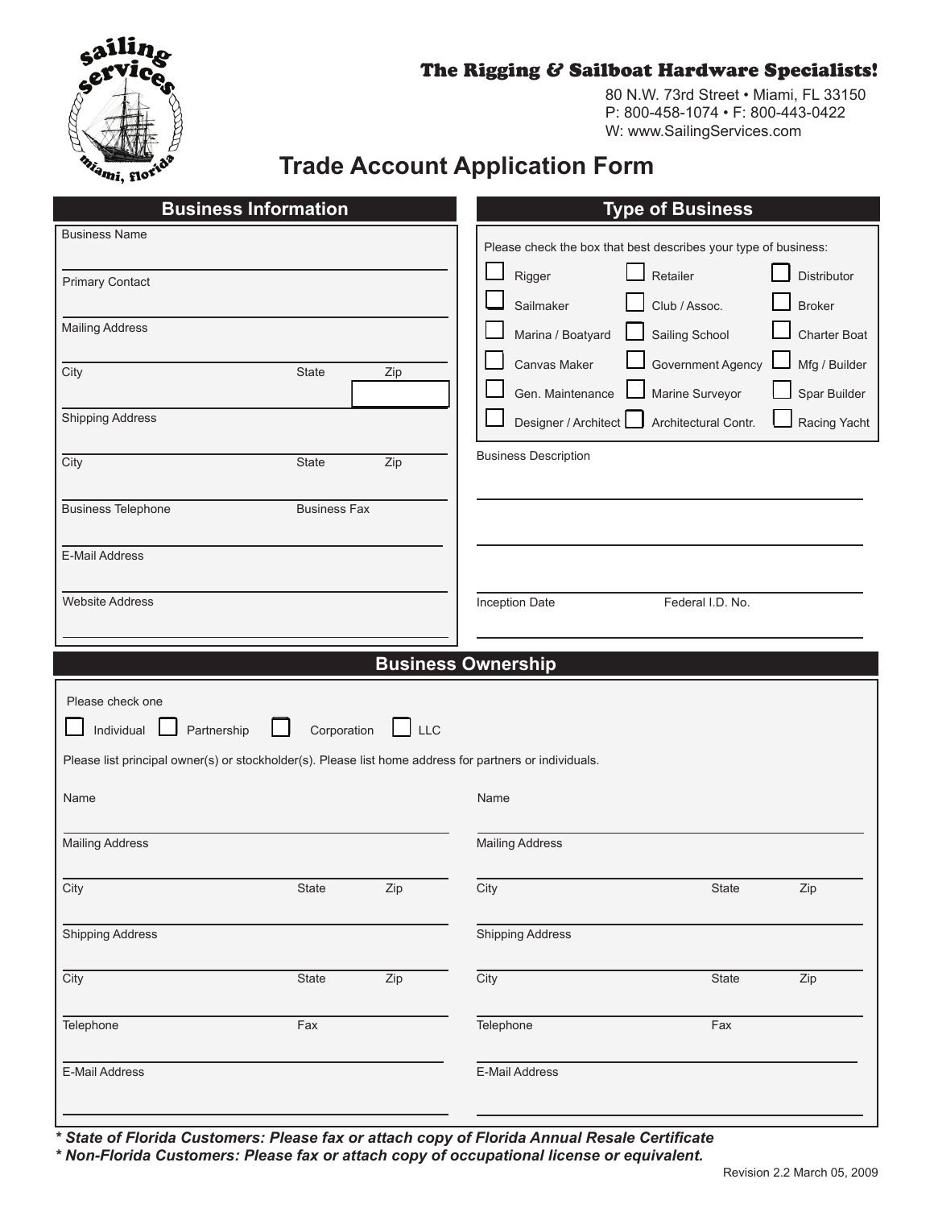sailing services miami, florida

The Rigging & Sailboat Hardware Specialists!

80 N.W. 73rd Street • Miami, FL 33150
P: 800-458-1074 • F: 800-443-0422
W: www.SailingServices.com

# Trade Account Application Form

## Business Information

Business Name

Primary Contact

Mailing Address

City | State | Zip

Shipping Address

City | State | Zip

Business Telephone | Business Fax

E-Mail Address

Website Address

## Type of Business

Please check the box that best describes your type of business:

| | | |
|---|---|---|
| ☐ Rigger | ☐ Retailer | ☐ Distributor |
| ☐ Sailmaker | ☐ Club / Assoc. | ☐ Broker |
| ☐ Marina / Boatyard | ☐ Sailing School | ☐ Charter Boat |
| ☐ Canvas Maker | ☐ Government Agency | ☐ Mfg / Builder |
| ☐ Gen. Maintenance | ☐ Marine Surveyor | ☐ Spar Builder |
| ☐ Designer / Architect | ☐ Architectural Contr. | ☐ Racing Yacht |

Business Description

Inception Date | Federal I.D. No.

## Business Ownership

Please check one

☐ Individual ☐ Partnership ☐ Corporation ☐ LLC

Please list principal owner(s) or stockholder(s). Please list home address for partners or individuals.

| | |
|---|---|
| Name | Name |
| Mailing Address | Mailing Address |
| City / State / Zip | City / State / Zip |
| Shipping Address | Shipping Address |
| City / State / Zip | City / State / Zip |
| Telephone / Fax | Telephone / Fax |
| E-Mail Address | E-Mail Address |

*** State of Florida Customers: Please fax or attach copy of Florida Annual Resale Certificate**

*** Non-Florida Customers: Please fax or attach copy of occupational license or equivalent.**

Revision 2.2 March 05, 2009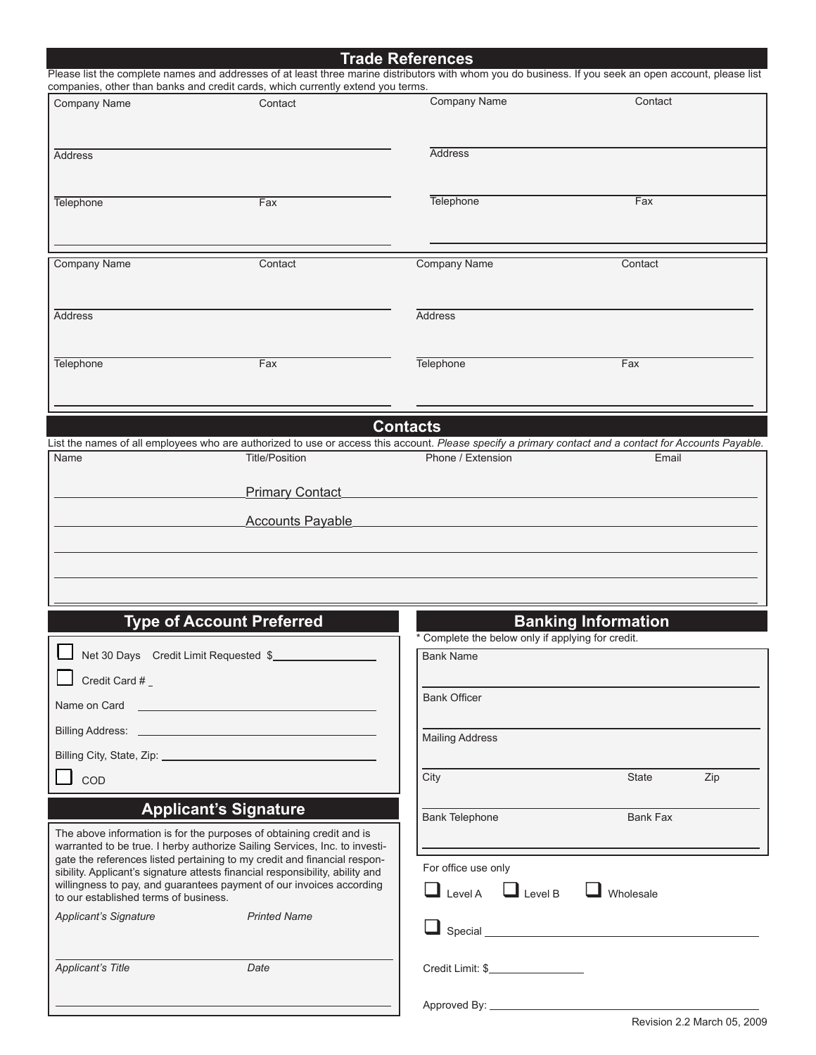## Trade References

Please list the complete names and addresses of at least three marine distributors with whom you do business. If you seek an open account, please list companies, other than banks and credit cards, which currently extend you terms.

| | | | |
|---|---|---|---|
| Company Name | Contact | Company Name | Contact |
| Address | | Address | |
| Telephone | Fax | Telephone | Fax |

| | | | |
|---|---|---|---|
| Company Name | Contact | Company Name | Contact |
| Address | | Address | |
| Telephone | Fax | Telephone | Fax |

## Contacts

List the names of all employees who are authorized to use or access this account. *Please specify a primary contact and a contact for Accounts Payable.*

| Name | Title/Position | Phone / Extension | Email |
|---|---|---|---|
| | Primary Contact | | |
| | Accounts Payable | | |
| | | | |
| | | | |
| | | | |

## Type of Account Preferred

☐ Net 30 Days   Credit Limit Requested $________________

☐ Credit Card # _

Name on Card ________________

Billing Address: ________________

Billing City, State, Zip: ________________

☐ COD

## Applicant's Signature

The above information is for the purposes of obtaining credit and is warranted to be true. I herby authorize Sailing Services, Inc. to investigate the references listed pertaining to my credit and financial responsibility. Applicant's signature attests financial responsibility, ability and willingness to pay, and guarantees payment of our invoices according to our established terms of business.

| | |
|---|---|
| *Applicant's Signature* | *Printed Name* |
| *Applicant's Title* | *Date* |

## Banking Information

\* Complete the below only if applying for credit.

| | | |
|---|---|---|
| Bank Name | | |
| Bank Officer | | |
| Mailing Address | | |
| City | State | Zip |
| Bank Telephone | Bank Fax | |

For office use only

☐ Level A   ☐ Level B   ☐ Wholesale

☐ Special ________________

Credit Limit: $________________

Approved By: ________________

Revision 2.2 March 05, 2009